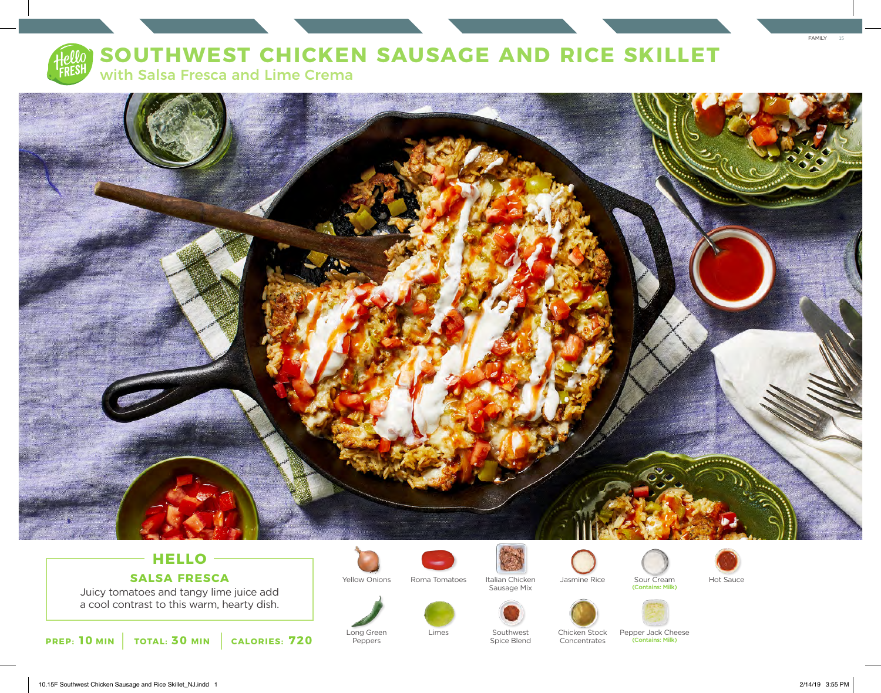# SOUTHWEST CHICKEN SAUSAGE AND RICE SKILLET

## with Salsa Fresca and Lime Crema

## HELLO

### SALSA FRESCA

Juicy tomatoes and tangy lime juice add a cool contrast to this warm, hearty dish.

**PREP: 10 MIN** | **TOTAL: 30 MIN** | **CALORIES: 720**

- Yellow Onions
- Roma Tomatoes
- Italian Chicken Sausage Mix
- Jasmine Rice
- Sour Cream (Contains: Milk)
- Hot Sauce
- Long Green Peppers
- Limes
- Southwest Spice Blend
- Chicken Stock Concentrates
- Pepper Jack Cheese (Contains: Milk)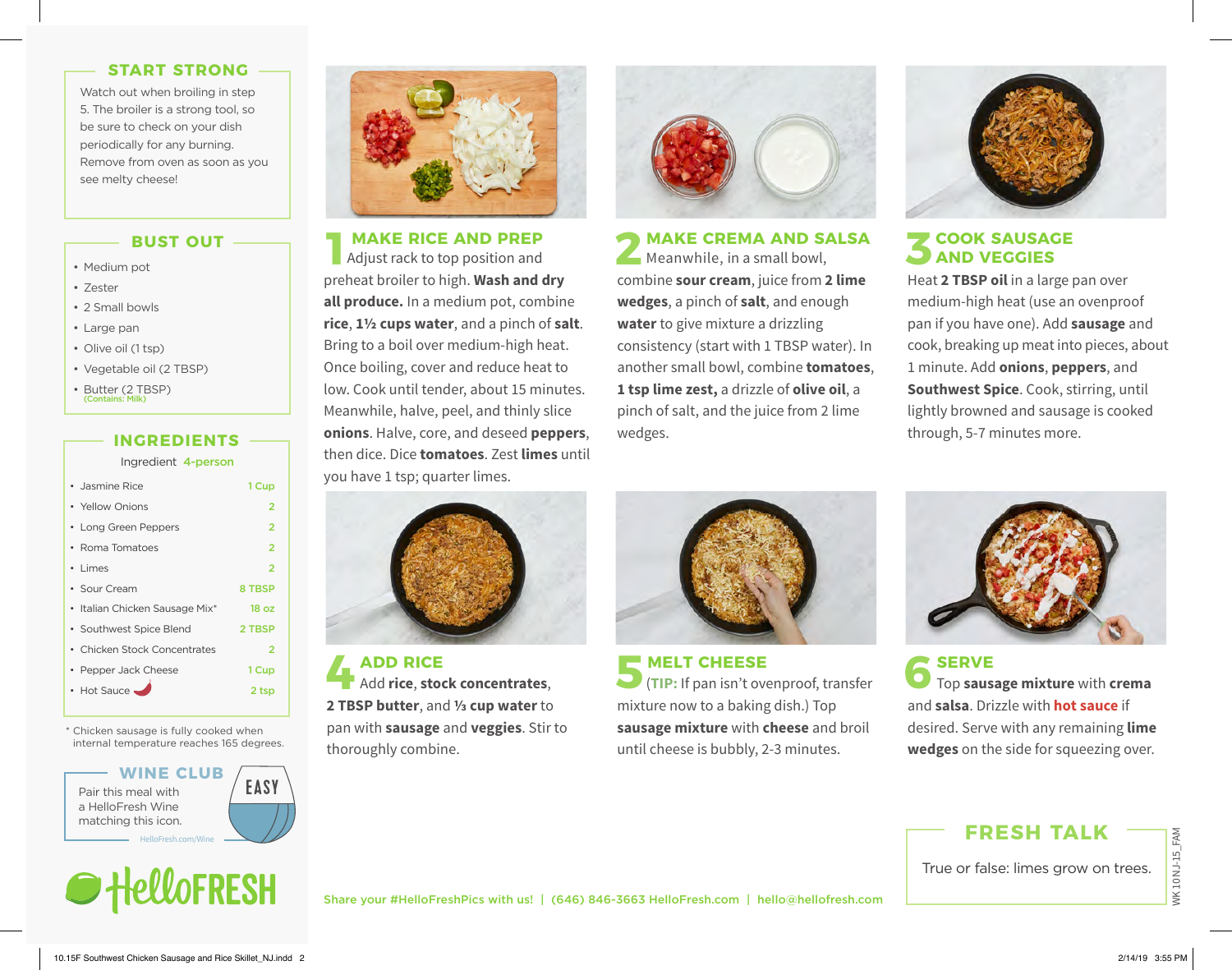## START STRONG

Watch out when broiling in step 5. The broiler is a strong tool, so be sure to check on your dish periodically for any burning. Remove from oven as soon as you see melty cheese!

## BUST OUT

- Medium pot
- Zester
- 2 Small bowls
- Large pan
- Olive oil (1 tsp)
- Vegetable oil (2 TBSP)
- Butter (2 TBSP) (Contains: Milk)

## INGREDIENTS

| Ingredient | 4-person |
|---|---|
| Jasmine Rice | 1 Cup |
| Yellow Onions | 2 |
| Long Green Peppers | 2 |
| Roma Tomatoes | 2 |
| Limes | 2 |
| Sour Cream | 8 TBSP |
| Italian Chicken Sausage Mix* | 18 oz |
| Southwest Spice Blend | 2 TBSP |
| Chicken Stock Concentrates | 2 |
| Pepper Jack Cheese | 1 Cup |
| Hot Sauce | 2 tsp |

\* Chicken sausage is fully cooked when internal temperature reaches 165 degrees.

## WINE CLUB

Pair this meal with a HelloFresh Wine matching this icon.

EASY

HelloFresh.com/Wine

HelloFRESH

### 1 MAKE RICE AND PREP

Adjust rack to top position and preheat broiler to high. **Wash and dry all produce.** In a medium pot, combine **rice**, **1½ cups water**, and a pinch of **salt**. Bring to a boil over medium-high heat. Once boiling, cover and reduce heat to low. Cook until tender, about 15 minutes. Meanwhile, halve, peel, and thinly slice **onions**. Halve, core, and deseed **peppers**, then dice. Dice **tomatoes**. Zest **limes** until you have 1 tsp; quarter limes.

### 2 MAKE CREMA AND SALSA

Meanwhile, in a small bowl, combine **sour cream**, juice from **2 lime wedges**, a pinch of **salt**, and enough **water** to give mixture a drizzling consistency (start with 1 TBSP water). In another small bowl, combine **tomatoes**, **1 tsp lime zest,** a drizzle of **olive oil**, a pinch of salt, and the juice from 2 lime wedges.

### 3 COOK SAUSAGE AND VEGGIES

Heat **2 TBSP oil** in a large pan over medium-high heat (use an ovenproof pan if you have one). Add **sausage** and cook, breaking up meat into pieces, about 1 minute. Add **onions**, **peppers**, and **Southwest Spice**. Cook, stirring, until lightly browned and sausage is cooked through, 5-7 minutes more.

### 4 ADD RICE

Add **rice**, **stock concentrates**, **2 TBSP butter**, and **⅓ cup water** to pan with **sausage** and **veggies**. Stir to thoroughly combine.

### 5 MELT CHEESE

(**TIP:** If pan isn't ovenproof, transfer mixture now to a baking dish.) Top **sausage mixture** with **cheese** and broil until cheese is bubbly, 2-3 minutes.

### 6 SERVE

Top **sausage mixture** with **crema** and **salsa**. Drizzle with **hot sauce** if desired. Serve with any remaining **lime wedges** on the side for squeezing over.

## FRESH TALK

True or false: limes grow on trees.

Share your #HelloFreshPics with us! | (646) 846-3663 HelloFresh.com | hello@hellofresh.com

WK 10 NJ-15_FAM